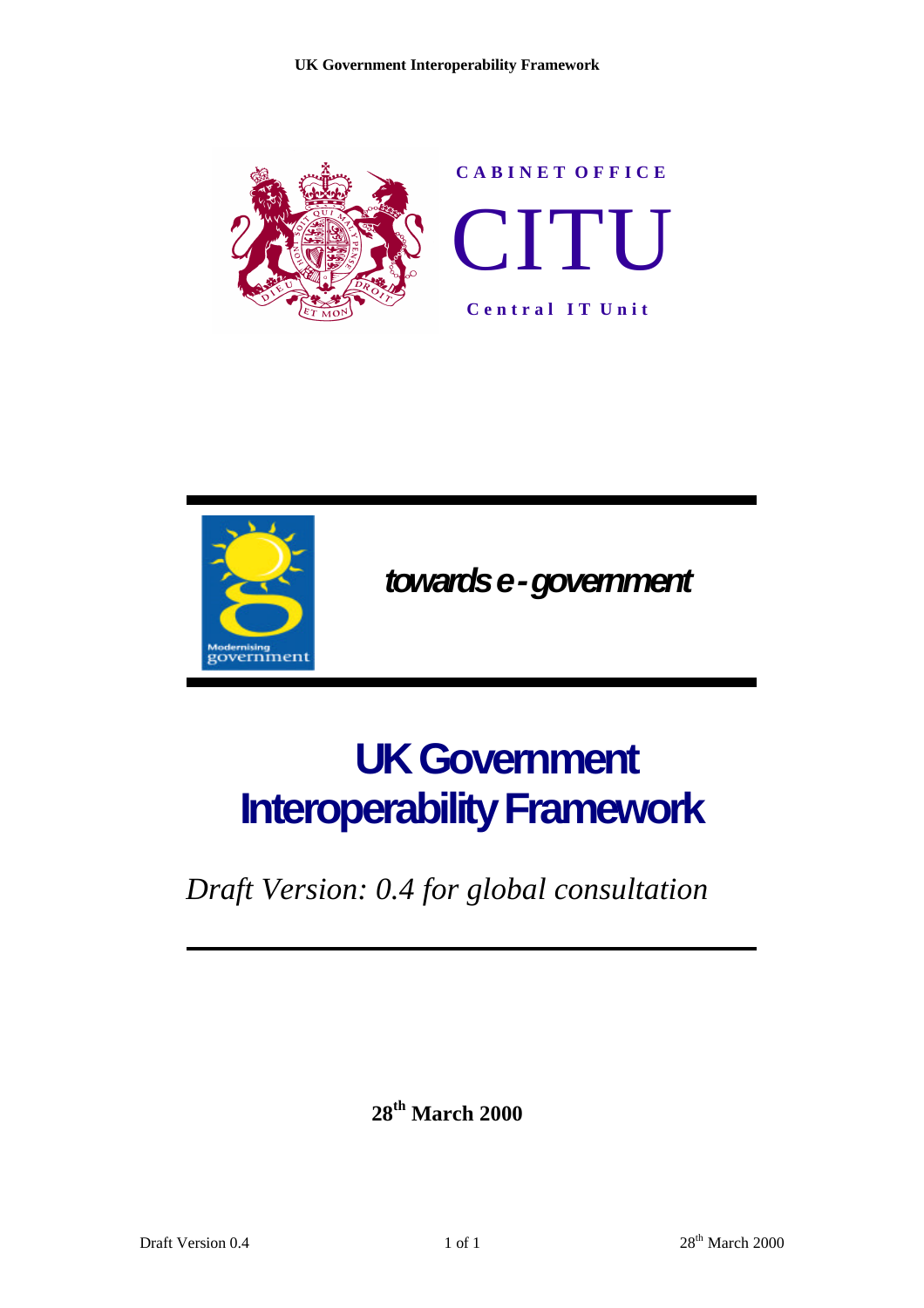CABINET OFFICE

CITU

Central IT Unit

towards e-government

# UK Government Interoperability Framework

*Draft Version: 0.4 for global consultation*

**28th March 2000**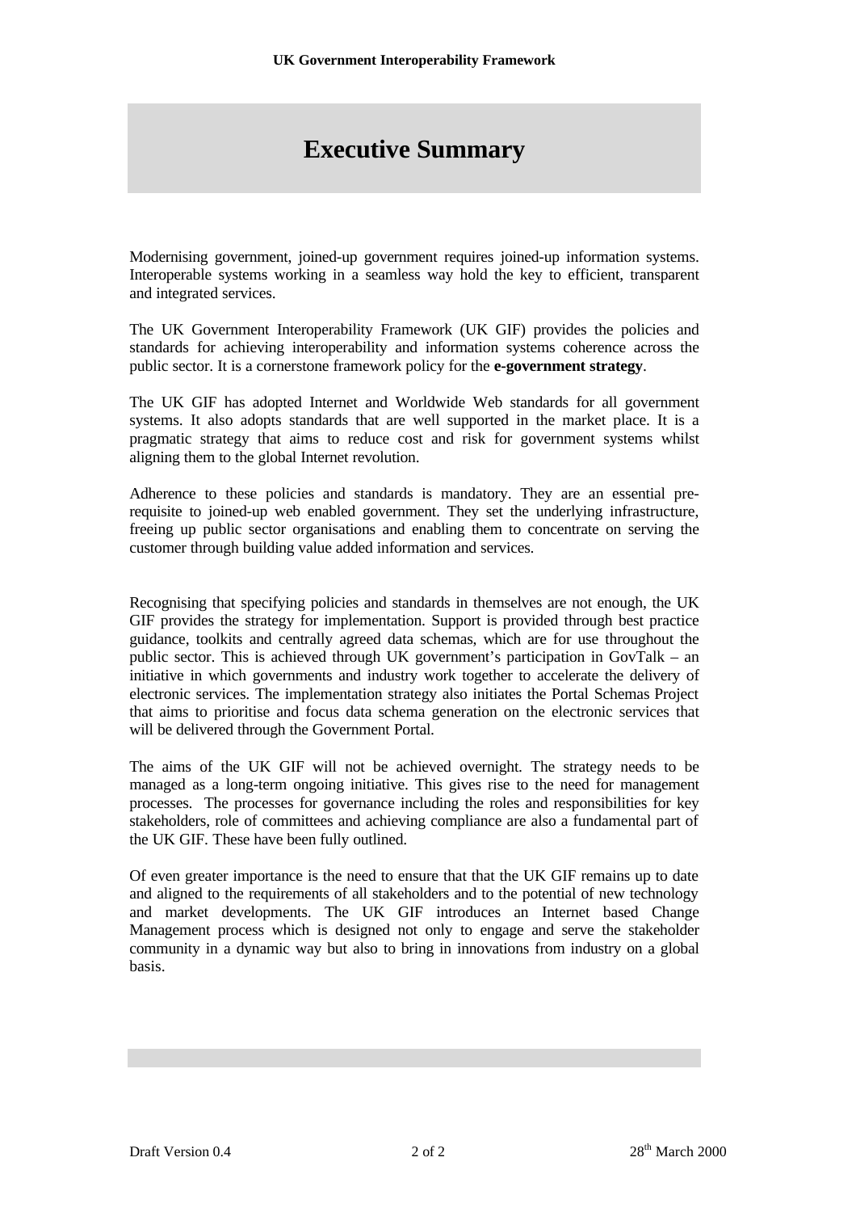# Executive Summary

Modernising government, joined-up government requires joined-up information systems. Interoperable systems working in a seamless way hold the key to efficient, transparent and integrated services.

The UK Government Interoperability Framework (UK GIF) provides the policies and standards for achieving interoperability and information systems coherence across the public sector. It is a cornerstone framework policy for the **e-government strategy**.

The UK GIF has adopted Internet and Worldwide Web standards for all government systems. It also adopts standards that are well supported in the market place. It is a pragmatic strategy that aims to reduce cost and risk for government systems whilst aligning them to the global Internet revolution.

Adherence to these policies and standards is mandatory. They are an essential pre-requisite to joined-up web enabled government. They set the underlying infrastructure, freeing up public sector organisations and enabling them to concentrate on serving the customer through building value added information and services.

Recognising that specifying policies and standards in themselves are not enough, the UK GIF provides the strategy for implementation. Support is provided through best practice guidance, toolkits and centrally agreed data schemas, which are for use throughout the public sector. This is achieved through UK government's participation in GovTalk – an initiative in which governments and industry work together to accelerate the delivery of electronic services. The implementation strategy also initiates the Portal Schemas Project that aims to prioritise and focus data schema generation on the electronic services that will be delivered through the Government Portal.

The aims of the UK GIF will not be achieved overnight. The strategy needs to be managed as a long-term ongoing initiative. This gives rise to the need for management processes. The processes for governance including the roles and responsibilities for key stakeholders, role of committees and achieving compliance are also a fundamental part of the UK GIF. These have been fully outlined.

Of even greater importance is the need to ensure that that the UK GIF remains up to date and aligned to the requirements of all stakeholders and to the potential of new technology and market developments. The UK GIF introduces an Internet based Change Management process which is designed not only to engage and serve the stakeholder community in a dynamic way but also to bring in innovations from industry on a global basis.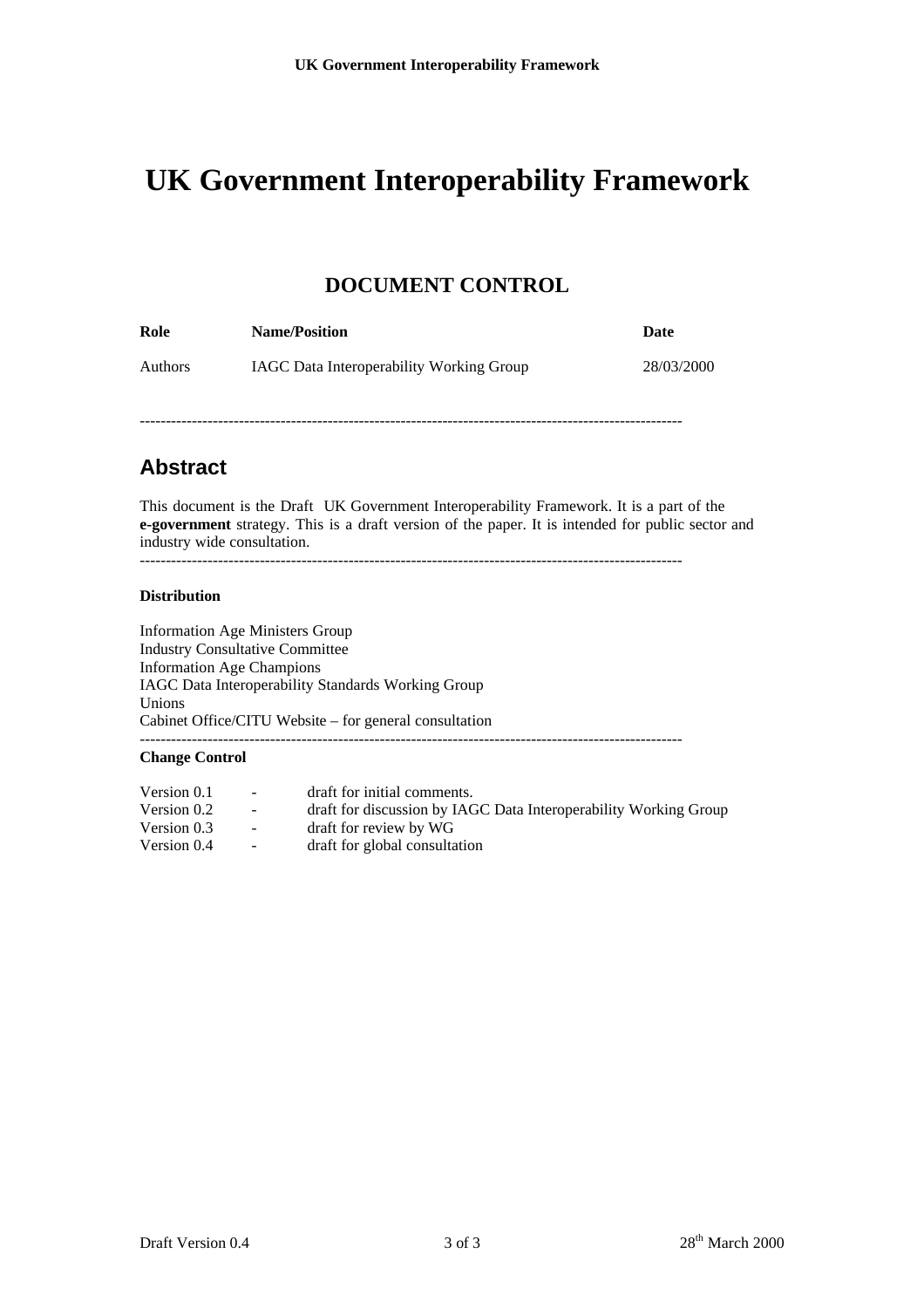# UK Government Interoperability Framework

## DOCUMENT CONTROL

| Role | Name/Position | Date |
| --- | --- | --- |
| Authors | IAGC Data Interoperability Working Group | 28/03/2000 |

---

## Abstract

This document is the Draft UK Government Interoperability Framework. It is a part of the **e-government** strategy. This is a draft version of the paper. It is intended for public sector and industry wide consultation.

---

**Distribution**

Information Age Ministers Group
Industry Consultative Committee
Information Age Champions
IAGC Data Interoperability Standards Working Group
Unions
Cabinet Office/CITU Website – for general consultation

---

**Change Control**

| | | |
| --- | --- | --- |
| Version 0.1 | - | draft for initial comments. |
| Version 0.2 | - | draft for discussion by IAGC Data Interoperability Working Group |
| Version 0.3 | - | draft for review by WG |
| Version 0.4 | - | draft for global consultation |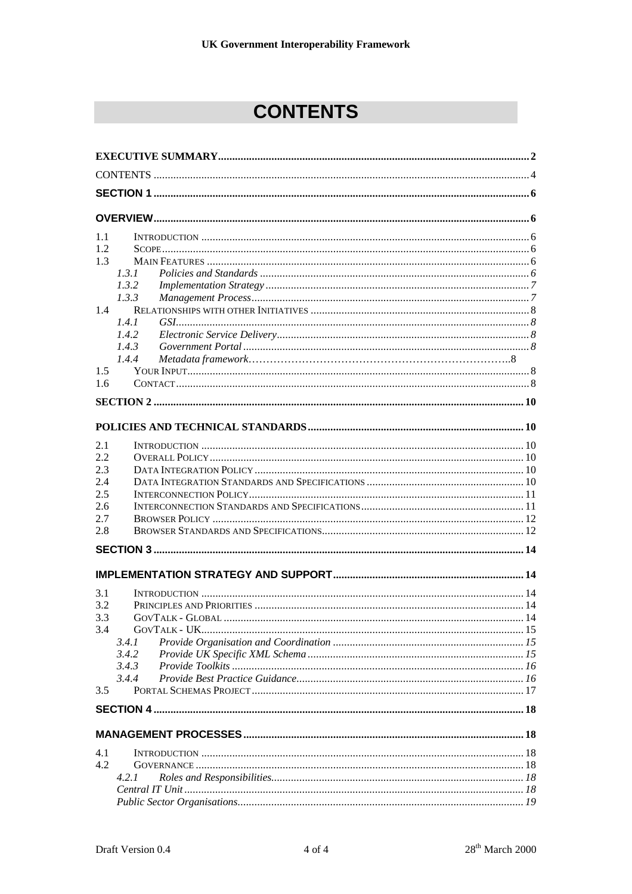# CONTENTS

**EXECUTIVE SUMMARY** .......... 2

CONTENTS .......... 4

**SECTION 1** .......... 6

**OVERVIEW** .......... 6

1.1 INTRODUCTION .......... 6
1.2 SCOPE .......... 6
1.3 MAIN FEATURES .......... 6
  *1.3.1 Policies and Standards* .......... 6
  *1.3.2 Implementation Strategy* .......... 7
  *1.3.3 Management Process* .......... 7
1.4 RELATIONSHIPS WITH OTHER INITIATIVES .......... 8
  *1.4.1 GSI* .......... 8
  *1.4.2 Electronic Service Delivery* .......... 8
  *1.4.3 Government Portal* .......... 8
  *1.4.4 Metadata framework* .......... 8
1.5 YOUR INPUT .......... 8
1.6 CONTACT .......... 8

**SECTION 2** .......... 10

**POLICIES AND TECHNICAL STANDARDS** .......... 10

2.1 INTRODUCTION .......... 10
2.2 OVERALL POLICY .......... 10
2.3 DATA INTEGRATION POLICY .......... 10
2.4 DATA INTEGRATION STANDARDS AND SPECIFICATIONS .......... 10
2.5 INTERCONNECTION POLICY .......... 11
2.6 INTERCONNECTION STANDARDS AND SPECIFICATIONS .......... 11
2.7 BROWSER POLICY .......... 12
2.8 BROWSER STANDARDS AND SPECIFICATIONS .......... 12

**SECTION 3** .......... 14

**IMPLEMENTATION STRATEGY AND SUPPORT** .......... 14

3.1 INTRODUCTION .......... 14
3.2 PRINCIPLES AND PRIORITIES .......... 14
3.3 GOVTALK - GLOBAL .......... 14
3.4 GOVTALK - UK .......... 15
  *3.4.1 Provide Organisation and Coordination* .......... 15
  *3.4.2 Provide UK Specific XML Schema* .......... 15
  *3.4.3 Provide Toolkits* .......... 16
  *3.4.4 Provide Best Practice Guidance* .......... 16
3.5 PORTAL SCHEMAS PROJECT .......... 17

**SECTION 4** .......... 18

**MANAGEMENT PROCESSES** .......... 18

4.1 INTRODUCTION .......... 18
4.2 GOVERNANCE .......... 18
  *4.2.1 Roles and Responsibilities* .......... 18
  *Central IT Unit* .......... 18
  *Public Sector Organisations* .......... 19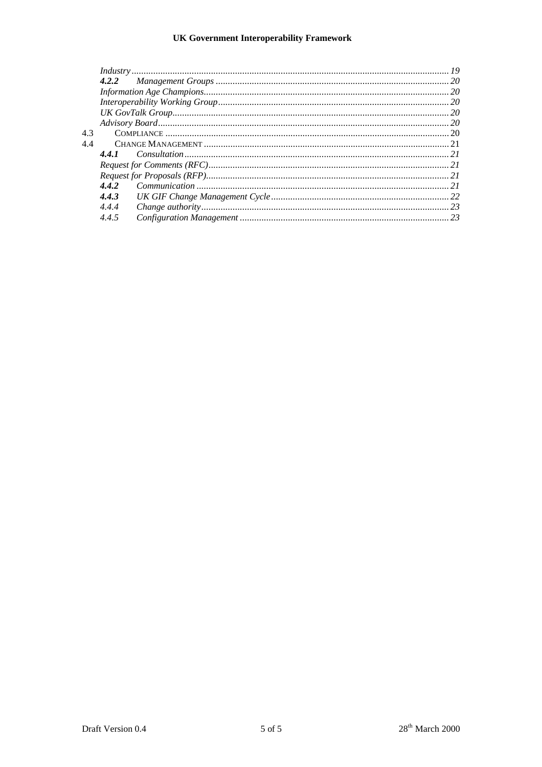*Industry* ..... 19

***4.2.2*** *Management Groups* ..... 20

*Information Age Champions* ..... 20

*Interoperability Working Group* ..... 20

*UK GovTalk Group* ..... 20

*Advisory Board* ..... 20

4.3 COMPLIANCE ..... 20

4.4 CHANGE MANAGEMENT ..... 21

***4.4.1*** *Consultation* ..... 21

*Request for Comments (RFC)* ..... 21

*Request for Proposals (RFP)* ..... 21

***4.4.2*** *Communication* ..... 21

***4.4.3*** *UK GIF Change Management Cycle* ..... 22

*4.4.4* *Change authority* ..... 23

*4.4.5* *Configuration Management* ..... 23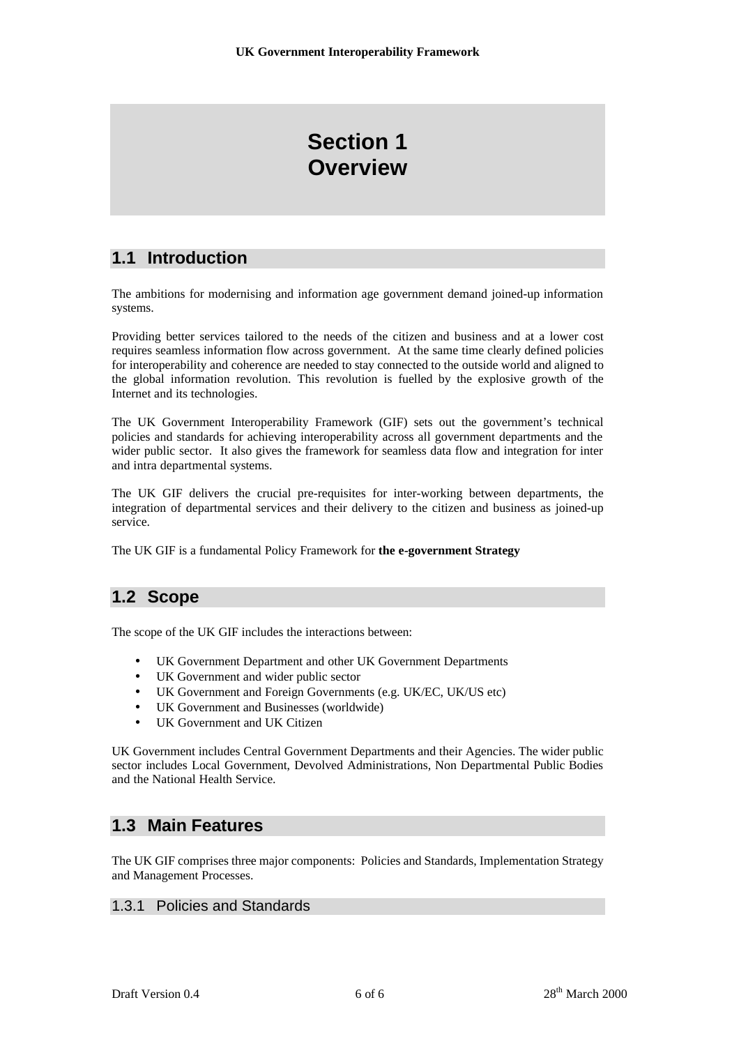# Section 1
# Overview

## 1.1 Introduction

The ambitions for modernising and information age government demand joined-up information systems.

Providing better services tailored to the needs of the citizen and business and at a lower cost requires seamless information flow across government. At the same time clearly defined policies for interoperability and coherence are needed to stay connected to the outside world and aligned to the global information revolution. This revolution is fuelled by the explosive growth of the Internet and its technologies.

The UK Government Interoperability Framework (GIF) sets out the government's technical policies and standards for achieving interoperability across all government departments and the wider public sector. It also gives the framework for seamless data flow and integration for inter and intra departmental systems.

The UK GIF delivers the crucial pre-requisites for inter-working between departments, the integration of departmental services and their delivery to the citizen and business as joined-up service.

The UK GIF is a fundamental Policy Framework for **the e-government Strategy**

## 1.2 Scope

The scope of the UK GIF includes the interactions between:

- UK Government Department and other UK Government Departments
- UK Government and wider public sector
- UK Government and Foreign Governments (e.g. UK/EC, UK/US etc)
- UK Government and Businesses (worldwide)
- UK Government and UK Citizen

UK Government includes Central Government Departments and their Agencies. The wider public sector includes Local Government, Devolved Administrations, Non Departmental Public Bodies and the National Health Service.

## 1.3 Main Features

The UK GIF comprises three major components: Policies and Standards, Implementation Strategy and Management Processes.

### 1.3.1 Policies and Standards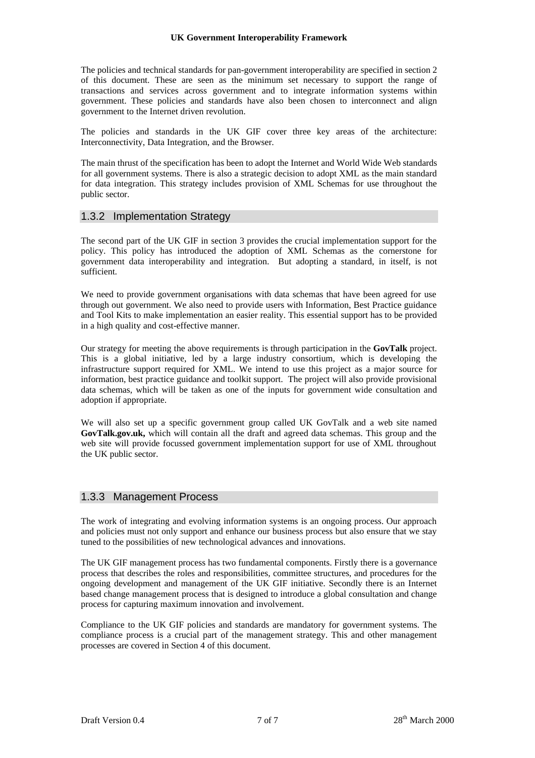The policies and technical standards for pan-government interoperability are specified in section 2 of this document. These are seen as the minimum set necessary to support the range of transactions and services across government and to integrate information systems within government. These policies and standards have also been chosen to interconnect and align government to the Internet driven revolution.

The policies and standards in the UK GIF cover three key areas of the architecture: Interconnectivity, Data Integration, and the Browser.

The main thrust of the specification has been to adopt the Internet and World Wide Web standards for all government systems. There is also a strategic decision to adopt XML as the main standard for data integration. This strategy includes provision of XML Schemas for use throughout the public sector.

### 1.3.2 Implementation Strategy

The second part of the UK GIF in section 3 provides the crucial implementation support for the policy. This policy has introduced the adoption of XML Schemas as the cornerstone for government data interoperability and integration. But adopting a standard, in itself, is not sufficient.

We need to provide government organisations with data schemas that have been agreed for use through out government. We also need to provide users with Information, Best Practice guidance and Tool Kits to make implementation an easier reality. This essential support has to be provided in a high quality and cost-effective manner.

Our strategy for meeting the above requirements is through participation in the **GovTalk** project. This is a global initiative, led by a large industry consortium, which is developing the infrastructure support required for XML. We intend to use this project as a major source for information, best practice guidance and toolkit support. The project will also provide provisional data schemas, which will be taken as one of the inputs for government wide consultation and adoption if appropriate.

We will also set up a specific government group called UK GovTalk and a web site named **GovTalk.gov.uk,** which will contain all the draft and agreed data schemas. This group and the web site will provide focussed government implementation support for use of XML throughout the UK public sector.

### 1.3.3 Management Process

The work of integrating and evolving information systems is an ongoing process. Our approach and policies must not only support and enhance our business process but also ensure that we stay tuned to the possibilities of new technological advances and innovations.

The UK GIF management process has two fundamental components. Firstly there is a governance process that describes the roles and responsibilities, committee structures, and procedures for the ongoing development and management of the UK GIF initiative. Secondly there is an Internet based change management process that is designed to introduce a global consultation and change process for capturing maximum innovation and involvement.

Compliance to the UK GIF policies and standards are mandatory for government systems. The compliance process is a crucial part of the management strategy. This and other management processes are covered in Section 4 of this document.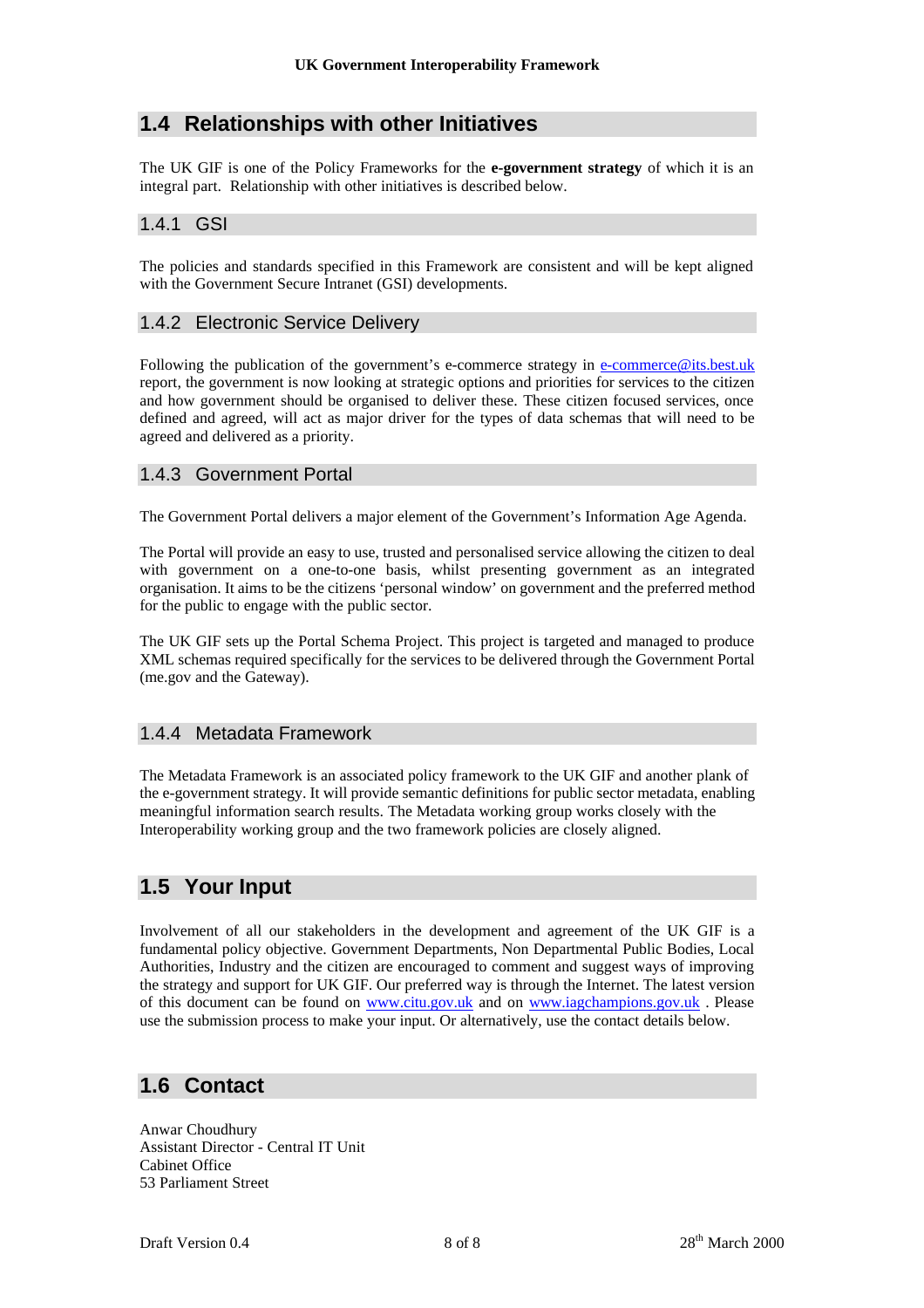## 1.4 Relationships with other Initiatives

The UK GIF is one of the Policy Frameworks for the **e-government strategy** of which it is an integral part. Relationship with other initiatives is described below.

### 1.4.1 GSI

The policies and standards specified in this Framework are consistent and will be kept aligned with the Government Secure Intranet (GSI) developments.

### 1.4.2 Electronic Service Delivery

Following the publication of the government's e-commerce strategy in e-commerce@its.best.uk report, the government is now looking at strategic options and priorities for services to the citizen and how government should be organised to deliver these. These citizen focused services, once defined and agreed, will act as major driver for the types of data schemas that will need to be agreed and delivered as a priority.

### 1.4.3 Government Portal

The Government Portal delivers a major element of the Government's Information Age Agenda.

The Portal will provide an easy to use, trusted and personalised service allowing the citizen to deal with government on a one-to-one basis, whilst presenting government as an integrated organisation. It aims to be the citizens 'personal window' on government and the preferred method for the public to engage with the public sector.

The UK GIF sets up the Portal Schema Project. This project is targeted and managed to produce XML schemas required specifically for the services to be delivered through the Government Portal (me.gov and the Gateway).

### 1.4.4 Metadata Framework

The Metadata Framework is an associated policy framework to the UK GIF and another plank of the e-government strategy. It will provide semantic definitions for public sector metadata, enabling meaningful information search results. The Metadata working group works closely with the Interoperability working group and the two framework policies are closely aligned.

## 1.5 Your Input

Involvement of all our stakeholders in the development and agreement of the UK GIF is a fundamental policy objective. Government Departments, Non Departmental Public Bodies, Local Authorities, Industry and the citizen are encouraged to comment and suggest ways of improving the strategy and support for UK GIF. Our preferred way is through the Internet. The latest version of this document can be found on www.citu.gov.uk and on www.iagchampions.gov.uk . Please use the submission process to make your input. Or alternatively, use the contact details below.

## 1.6 Contact

Anwar Choudhury
Assistant Director - Central IT Unit
Cabinet Office
53 Parliament Street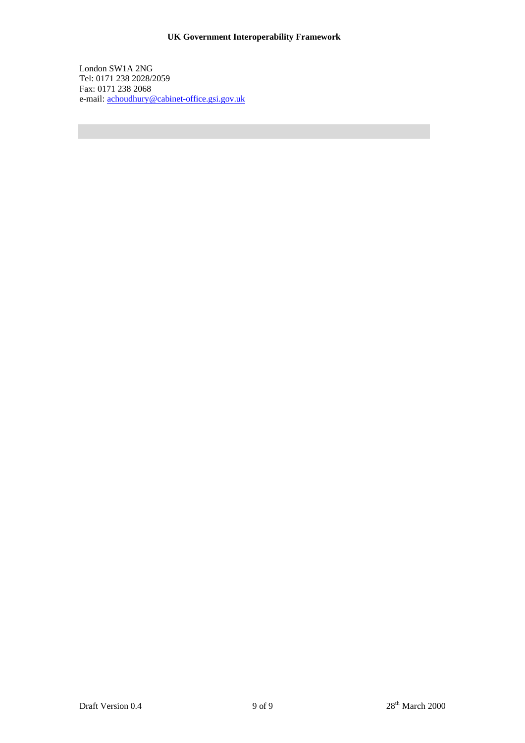London SW1A 2NG
Tel: 0171 238 2028/2059
Fax: 0171 238 2068
e-mail: achoudhury@cabinet-office.gsi.gov.uk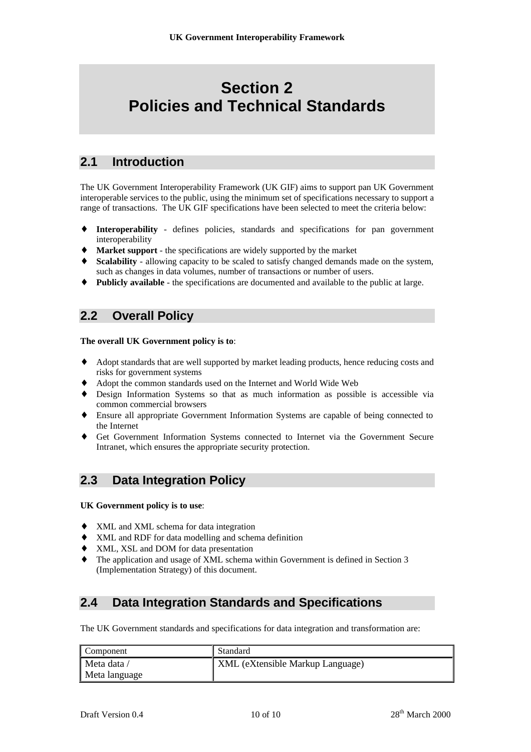# Section 2
# Policies and Technical Standards

## 2.1 Introduction

The UK Government Interoperability Framework (UK GIF) aims to support pan UK Government interoperable services to the public, using the minimum set of specifications necessary to support a range of transactions. The UK GIF specifications have been selected to meet the criteria below:

- **Interoperability** - defines policies, standards and specifications for pan government interoperability
- **Market support** - the specifications are widely supported by the market
- **Scalability** - allowing capacity to be scaled to satisfy changed demands made on the system, such as changes in data volumes, number of transactions or number of users.
- **Publicly available** - the specifications are documented and available to the public at large.

## 2.2 Overall Policy

**The overall UK Government policy is to**:

- Adopt standards that are well supported by market leading products, hence reducing costs and risks for government systems
- Adopt the common standards used on the Internet and World Wide Web
- Design Information Systems so that as much information as possible is accessible via common commercial browsers
- Ensure all appropriate Government Information Systems are capable of being connected to the Internet
- Get Government Information Systems connected to Internet via the Government Secure Intranet, which ensures the appropriate security protection.

## 2.3 Data Integration Policy

**UK Government policy is to use**:

- XML and XML schema for data integration
- XML and RDF for data modelling and schema definition
- XML, XSL and DOM for data presentation
- The application and usage of XML schema within Government is defined in Section 3 (Implementation Strategy) of this document.

## 2.4 Data Integration Standards and Specifications

The UK Government standards and specifications for data integration and transformation are:

| Component | Standard |
|---|---|
| Meta data / Meta language | XML (eXtensible Markup Language) |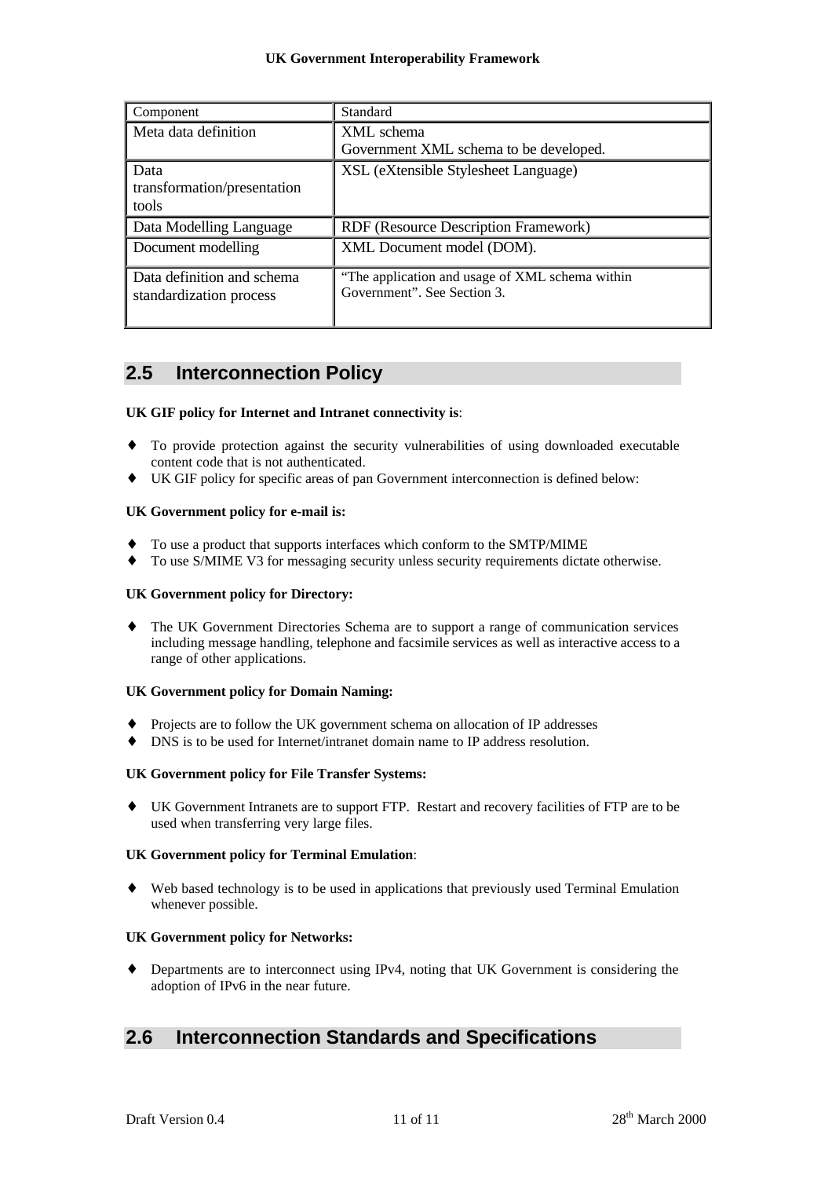| Component | Standard |
|---|---|
| Meta data definition | XML schema<br>Government XML schema to be developed. |
| Data transformation/presentation tools | XSL (eXtensible Stylesheet Language) |
| Data Modelling Language | RDF (Resource Description Framework) |
| Document modelling | XML Document model (DOM). |
| Data definition and schema standardization process | "The application and usage of XML schema within Government". See Section 3. |

## 2.5 Interconnection Policy

**UK GIF policy for Internet and Intranet connectivity is**:

- To provide protection against the security vulnerabilities of using downloaded executable content code that is not authenticated.
- UK GIF policy for specific areas of pan Government interconnection is defined below:

**UK Government policy for e-mail is:**

- To use a product that supports interfaces which conform to the SMTP/MIME
- To use S/MIME V3 for messaging security unless security requirements dictate otherwise.

**UK Government policy for Directory:**

- The UK Government Directories Schema are to support a range of communication services including message handling, telephone and facsimile services as well as interactive access to a range of other applications.

**UK Government policy for Domain Naming:**

- Projects are to follow the UK government schema on allocation of IP addresses
- DNS is to be used for Internet/intranet domain name to IP address resolution.

**UK Government policy for File Transfer Systems:**

- UK Government Intranets are to support FTP. Restart and recovery facilities of FTP are to be used when transferring very large files.

**UK Government policy for Terminal Emulation**:

- Web based technology is to be used in applications that previously used Terminal Emulation whenever possible.

**UK Government policy for Networks:**

- Departments are to interconnect using IPv4, noting that UK Government is considering the adoption of IPv6 in the near future.

## 2.6 Interconnection Standards and Specifications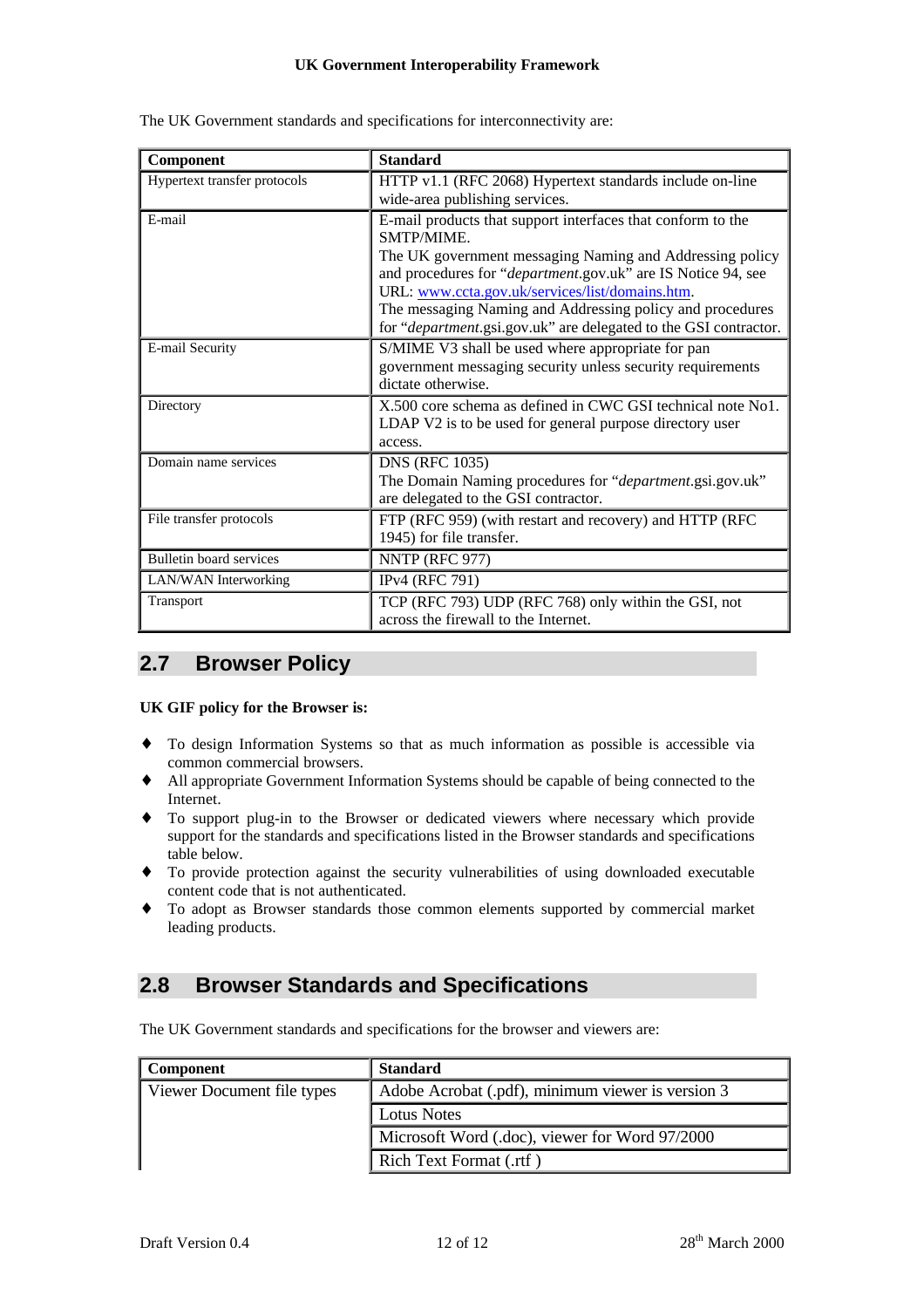The UK Government standards and specifications for interconnectivity are:

| Component | Standard |
|---|---|
| Hypertext transfer protocols | HTTP v1.1 (RFC 2068) Hypertext standards include on-line wide-area publishing services. |
| E-mail | E-mail products that support interfaces that conform to the SMTP/MIME. The UK government messaging Naming and Addressing policy and procedures for "*department*.gov.uk" are IS Notice 94, see URL: [www.ccta.gov.uk/services/list/domains.htm](www.ccta.gov.uk/services/list/domains.htm). The messaging Naming and Addressing policy and procedures for "*department*.gsi.gov.uk" are delegated to the GSI contractor. |
| E-mail Security | S/MIME V3 shall be used where appropriate for pan government messaging security unless security requirements dictate otherwise. |
| Directory | X.500 core schema as defined in CWC GSI technical note No1. LDAP V2 is to be used for general purpose directory user access. |
| Domain name services | DNS (RFC 1035) The Domain Naming procedures for "*department*.gsi.gov.uk" are delegated to the GSI contractor. |
| File transfer protocols | FTP (RFC 959) (with restart and recovery) and HTTP (RFC 1945) for file transfer. |
| Bulletin board services | NNTP (RFC 977) |
| LAN/WAN Interworking | IPv4 (RFC 791) |
| Transport | TCP (RFC 793) UDP (RFC 768) only within the GSI, not across the firewall to the Internet. |

## 2.7 Browser Policy

**UK GIF policy for the Browser is:**

- To design Information Systems so that as much information as possible is accessible via common commercial browsers.
- All appropriate Government Information Systems should be capable of being connected to the Internet.
- To support plug-in to the Browser or dedicated viewers where necessary which provide support for the standards and specifications listed in the Browser standards and specifications table below.
- To provide protection against the security vulnerabilities of using downloaded executable content code that is not authenticated.
- To adopt as Browser standards those common elements supported by commercial market leading products.

## 2.8 Browser Standards and Specifications

The UK Government standards and specifications for the browser and viewers are:

| Component | Standard |
|---|---|
| Viewer Document file types | Adobe Acrobat (.pdf), minimum viewer is version 3 |
| | Lotus Notes |
| | Microsoft Word (.doc), viewer for Word 97/2000 |
| | Rich Text Format (.rtf ) |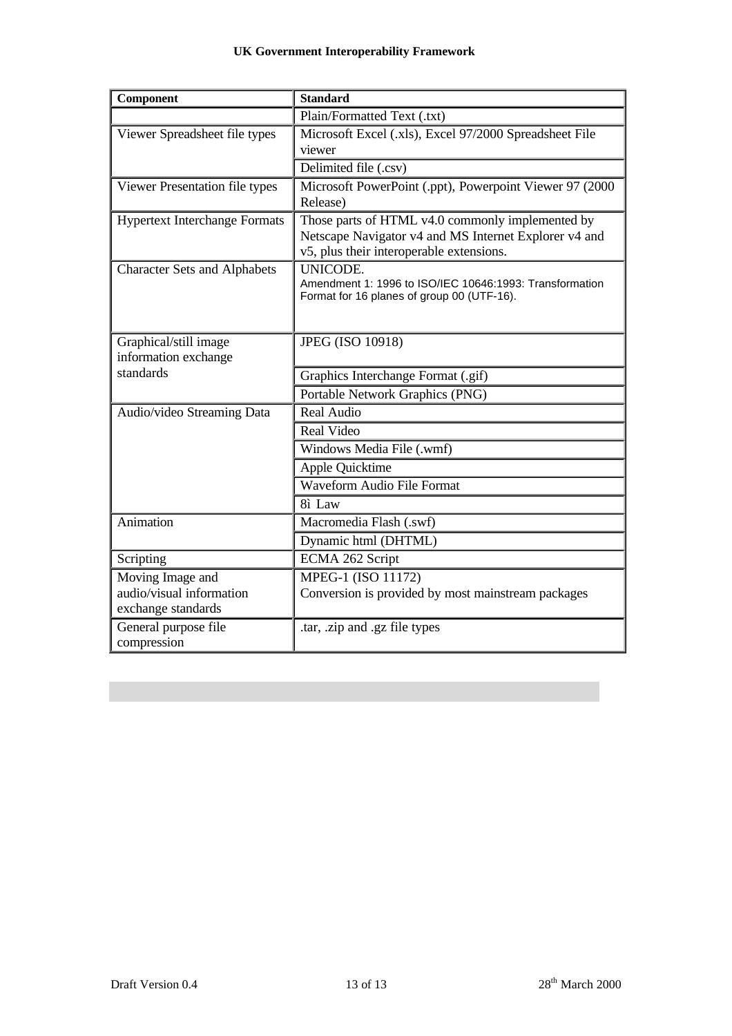| Component | Standard |
|---|---|
| | Plain/Formatted Text (.txt) |
| Viewer Spreadsheet file types | Microsoft Excel (.xls), Excel 97/2000 Spreadsheet File viewer |
| | Delimited file (.csv) |
| Viewer Presentation file types | Microsoft PowerPoint (.ppt), Powerpoint Viewer 97 (2000 Release) |
| Hypertext Interchange Formats | Those parts of HTML v4.0 commonly implemented by Netscape Navigator v4 and MS Internet Explorer v4 and v5, plus their interoperable extensions. |
| Character Sets and Alphabets | UNICODE. Amendment 1: 1996 to ISO/IEC 10646:1993: Transformation Format for 16 planes of group 00 (UTF-16). |
| Graphical/still image information exchange standards | JPEG (ISO 10918) |
| | Graphics Interchange Format (.gif) |
| | Portable Network Graphics (PNG) |
| Audio/video Streaming Data | Real Audio |
| | Real Video |
| | Windows Media File (.wmf) |
| | Apple Quicktime |
| | Waveform Audio File Format |
| | 8ì Law |
| Animation | Macromedia Flash (.swf) |
| | Dynamic html (DHTML) |
| Scripting | ECMA 262 Script |
| Moving Image and audio/visual information exchange standards | MPEG-1 (ISO 11172) Conversion is provided by most mainstream packages |
| General purpose file compression | .tar, .zip and .gz file types |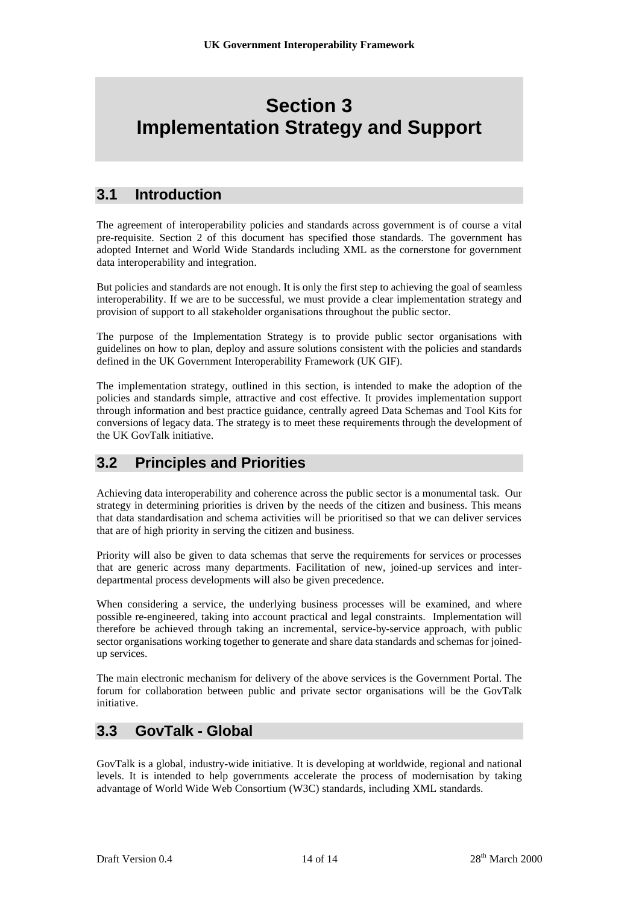# Section 3
# Implementation Strategy and Support

## 3.1 Introduction

The agreement of interoperability policies and standards across government is of course a vital pre-requisite. Section 2 of this document has specified those standards. The government has adopted Internet and World Wide Standards including XML as the cornerstone for government data interoperability and integration.

But policies and standards are not enough. It is only the first step to achieving the goal of seamless interoperability. If we are to be successful, we must provide a clear implementation strategy and provision of support to all stakeholder organisations throughout the public sector.

The purpose of the Implementation Strategy is to provide public sector organisations with guidelines on how to plan, deploy and assure solutions consistent with the policies and standards defined in the UK Government Interoperability Framework (UK GIF).

The implementation strategy, outlined in this section, is intended to make the adoption of the policies and standards simple, attractive and cost effective. It provides implementation support through information and best practice guidance, centrally agreed Data Schemas and Tool Kits for conversions of legacy data. The strategy is to meet these requirements through the development of the UK GovTalk initiative.

## 3.2 Principles and Priorities

Achieving data interoperability and coherence across the public sector is a monumental task. Our strategy in determining priorities is driven by the needs of the citizen and business. This means that data standardisation and schema activities will be prioritised so that we can deliver services that are of high priority in serving the citizen and business.

Priority will also be given to data schemas that serve the requirements for services or processes that are generic across many departments. Facilitation of new, joined-up services and inter-departmental process developments will also be given precedence.

When considering a service, the underlying business processes will be examined, and where possible re-engineered, taking into account practical and legal constraints. Implementation will therefore be achieved through taking an incremental, service-by-service approach, with public sector organisations working together to generate and share data standards and schemas for joined-up services.

The main electronic mechanism for delivery of the above services is the Government Portal. The forum for collaboration between public and private sector organisations will be the GovTalk initiative.

## 3.3 GovTalk - Global

GovTalk is a global, industry-wide initiative. It is developing at worldwide, regional and national levels. It is intended to help governments accelerate the process of modernisation by taking advantage of World Wide Web Consortium (W3C) standards, including XML standards.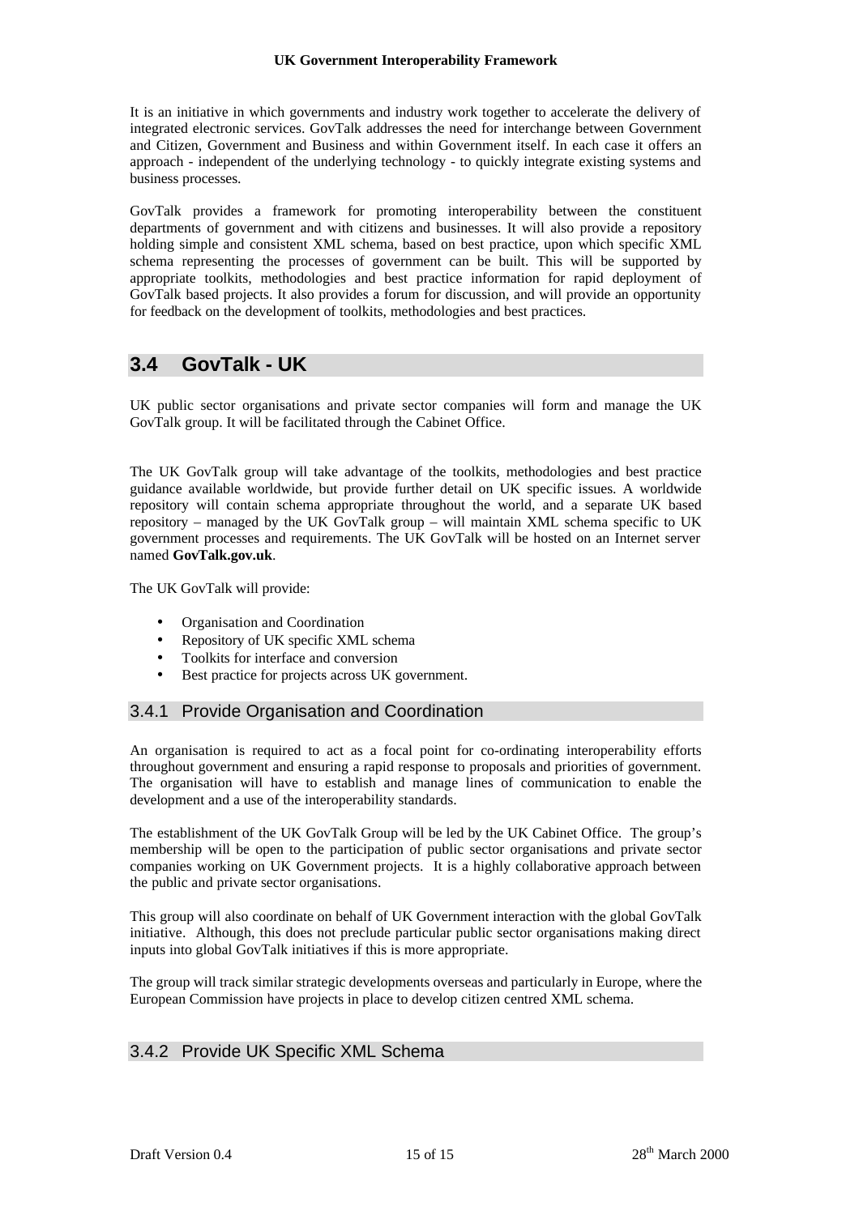It is an initiative in which governments and industry work together to accelerate the delivery of integrated electronic services. GovTalk addresses the need for interchange between Government and Citizen, Government and Business and within Government itself. In each case it offers an approach - independent of the underlying technology - to quickly integrate existing systems and business processes.

GovTalk provides a framework for promoting interoperability between the constituent departments of government and with citizens and businesses. It will also provide a repository holding simple and consistent XML schema, based on best practice, upon which specific XML schema representing the processes of government can be built. This will be supported by appropriate toolkits, methodologies and best practice information for rapid deployment of GovTalk based projects. It also provides a forum for discussion, and will provide an opportunity for feedback on the development of toolkits, methodologies and best practices.

## 3.4 GovTalk - UK

UK public sector organisations and private sector companies will form and manage the UK GovTalk group. It will be facilitated through the Cabinet Office.

The UK GovTalk group will take advantage of the toolkits, methodologies and best practice guidance available worldwide, but provide further detail on UK specific issues. A worldwide repository will contain schema appropriate throughout the world, and a separate UK based repository – managed by the UK GovTalk group – will maintain XML schema specific to UK government processes and requirements. The UK GovTalk will be hosted on an Internet server named **GovTalk.gov.uk**.

The UK GovTalk will provide:

- Organisation and Coordination
- Repository of UK specific XML schema
- Toolkits for interface and conversion
- Best practice for projects across UK government.

### 3.4.1 Provide Organisation and Coordination

An organisation is required to act as a focal point for co-ordinating interoperability efforts throughout government and ensuring a rapid response to proposals and priorities of government. The organisation will have to establish and manage lines of communication to enable the development and a use of the interoperability standards.

The establishment of the UK GovTalk Group will be led by the UK Cabinet Office. The group's membership will be open to the participation of public sector organisations and private sector companies working on UK Government projects. It is a highly collaborative approach between the public and private sector organisations.

This group will also coordinate on behalf of UK Government interaction with the global GovTalk initiative. Although, this does not preclude particular public sector organisations making direct inputs into global GovTalk initiatives if this is more appropriate.

The group will track similar strategic developments overseas and particularly in Europe, where the European Commission have projects in place to develop citizen centred XML schema.

### 3.4.2 Provide UK Specific XML Schema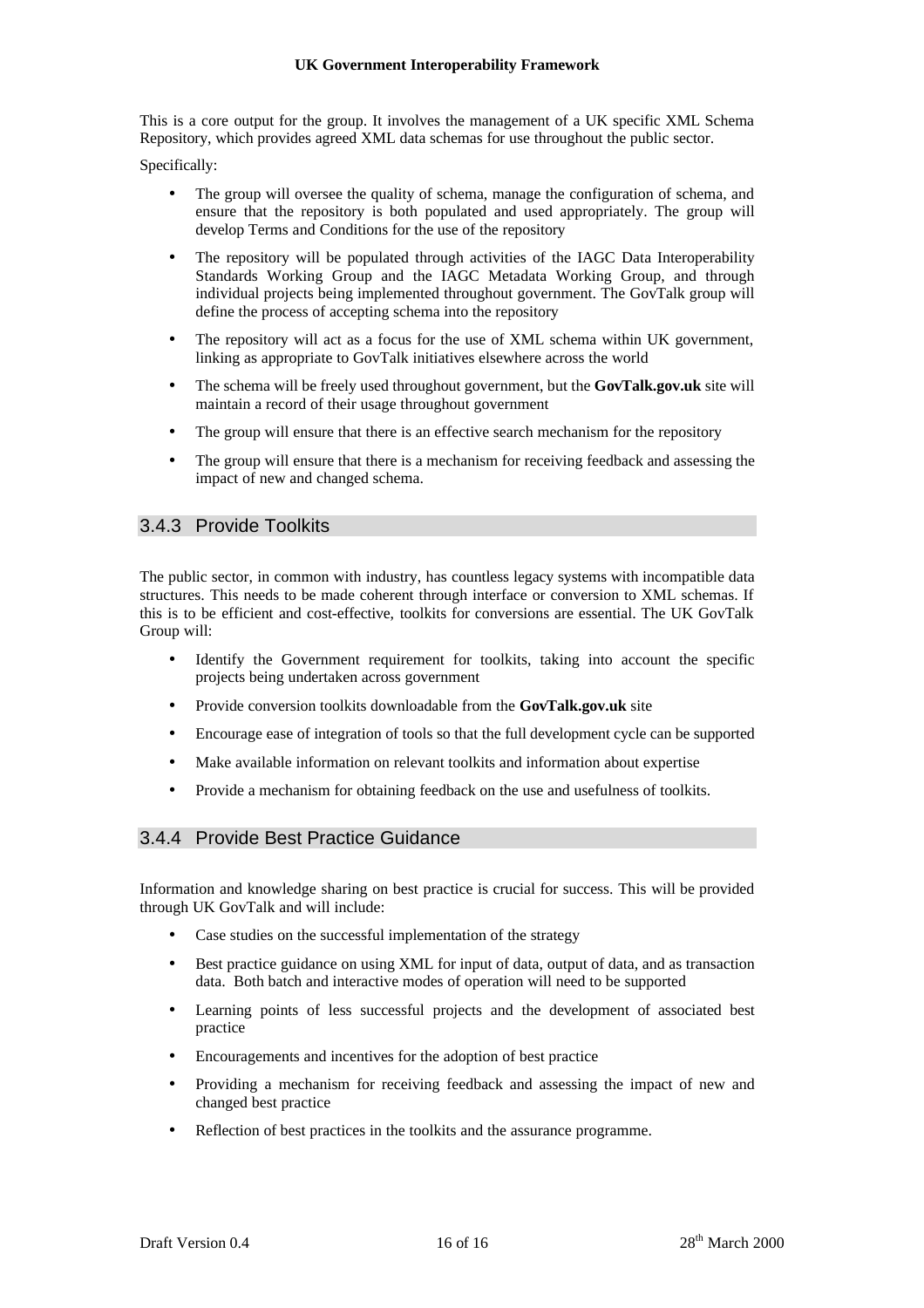This is a core output for the group. It involves the management of a UK specific XML Schema Repository, which provides agreed XML data schemas for use throughout the public sector.

Specifically:

- The group will oversee the quality of schema, manage the configuration of schema, and ensure that the repository is both populated and used appropriately. The group will develop Terms and Conditions for the use of the repository
- The repository will be populated through activities of the IAGC Data Interoperability Standards Working Group and the IAGC Metadata Working Group, and through individual projects being implemented throughout government. The GovTalk group will define the process of accepting schema into the repository
- The repository will act as a focus for the use of XML schema within UK government, linking as appropriate to GovTalk initiatives elsewhere across the world
- The schema will be freely used throughout government, but the **GovTalk.gov.uk** site will maintain a record of their usage throughout government
- The group will ensure that there is an effective search mechanism for the repository
- The group will ensure that there is a mechanism for receiving feedback and assessing the impact of new and changed schema.

### 3.4.3 Provide Toolkits

The public sector, in common with industry, has countless legacy systems with incompatible data structures. This needs to be made coherent through interface or conversion to XML schemas. If this is to be efficient and cost-effective, toolkits for conversions are essential. The UK GovTalk Group will:

- Identify the Government requirement for toolkits, taking into account the specific projects being undertaken across government
- Provide conversion toolkits downloadable from the **GovTalk.gov.uk** site
- Encourage ease of integration of tools so that the full development cycle can be supported
- Make available information on relevant toolkits and information about expertise
- Provide a mechanism for obtaining feedback on the use and usefulness of toolkits.

### 3.4.4 Provide Best Practice Guidance

Information and knowledge sharing on best practice is crucial for success. This will be provided through UK GovTalk and will include:

- Case studies on the successful implementation of the strategy
- Best practice guidance on using XML for input of data, output of data, and as transaction data. Both batch and interactive modes of operation will need to be supported
- Learning points of less successful projects and the development of associated best practice
- Encouragements and incentives for the adoption of best practice
- Providing a mechanism for receiving feedback and assessing the impact of new and changed best practice
- Reflection of best practices in the toolkits and the assurance programme.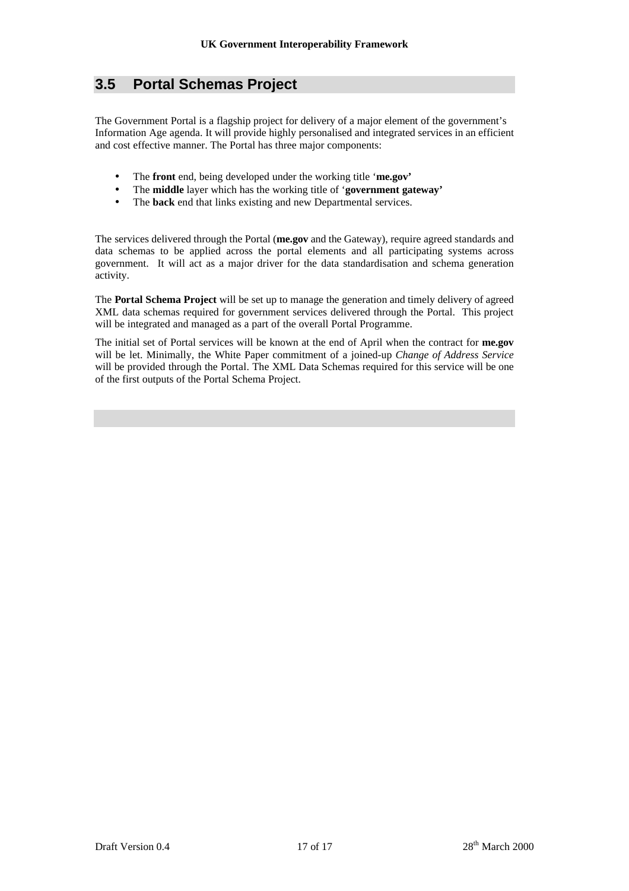## 3.5 Portal Schemas Project

The Government Portal is a flagship project for delivery of a major element of the government's Information Age agenda. It will provide highly personalised and integrated services in an efficient and cost effective manner. The Portal has three major components:

- The **front** end, being developed under the working title '**me.gov'**
- The **middle** layer which has the working title of '**government gateway'**
- The **back** end that links existing and new Departmental services.

The services delivered through the Portal (**me.gov** and the Gateway), require agreed standards and data schemas to be applied across the portal elements and all participating systems across government. It will act as a major driver for the data standardisation and schema generation activity.

The **Portal Schema Project** will be set up to manage the generation and timely delivery of agreed XML data schemas required for government services delivered through the Portal. This project will be integrated and managed as a part of the overall Portal Programme.

The initial set of Portal services will be known at the end of April when the contract for **me.gov** will be let. Minimally, the White Paper commitment of a joined-up *Change of Address Service* will be provided through the Portal. The XML Data Schemas required for this service will be one of the first outputs of the Portal Schema Project.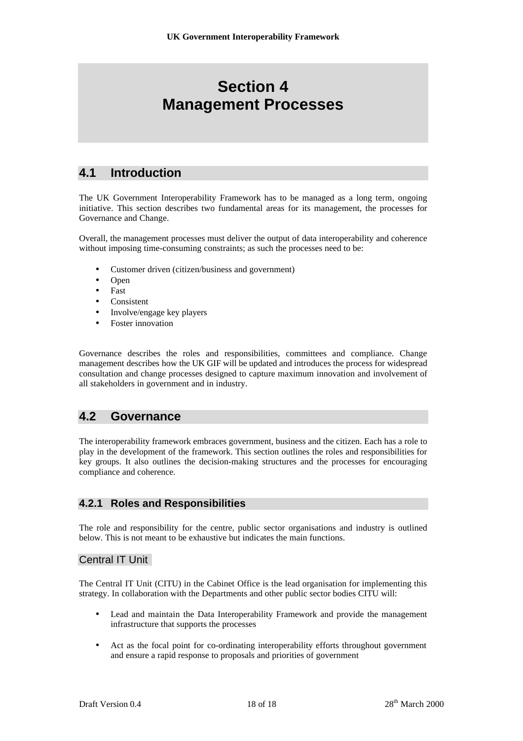# Section 4
# Management Processes

## 4.1 Introduction

The UK Government Interoperability Framework has to be managed as a long term, ongoing initiative. This section describes two fundamental areas for its management, the processes for Governance and Change.

Overall, the management processes must deliver the output of data interoperability and coherence without imposing time-consuming constraints; as such the processes need to be:

- Customer driven (citizen/business and government)
- Open
- Fast
- Consistent
- Involve/engage key players
- Foster innovation

Governance describes the roles and responsibilities, committees and compliance. Change management describes how the UK GIF will be updated and introduces the process for widespread consultation and change processes designed to capture maximum innovation and involvement of all stakeholders in government and in industry.

## 4.2 Governance

The interoperability framework embraces government, business and the citizen. Each has a role to play in the development of the framework. This section outlines the roles and responsibilities for key groups. It also outlines the decision-making structures and the processes for encouraging compliance and coherence.

### 4.2.1 Roles and Responsibilities

The role and responsibility for the centre, public sector organisations and industry is outlined below. This is not meant to be exhaustive but indicates the main functions.

#### Central IT Unit

The Central IT Unit (CITU) in the Cabinet Office is the lead organisation for implementing this strategy. In collaboration with the Departments and other public sector bodies CITU will:

- Lead and maintain the Data Interoperability Framework and provide the management infrastructure that supports the processes

- Act as the focal point for co-ordinating interoperability efforts throughout government and ensure a rapid response to proposals and priorities of government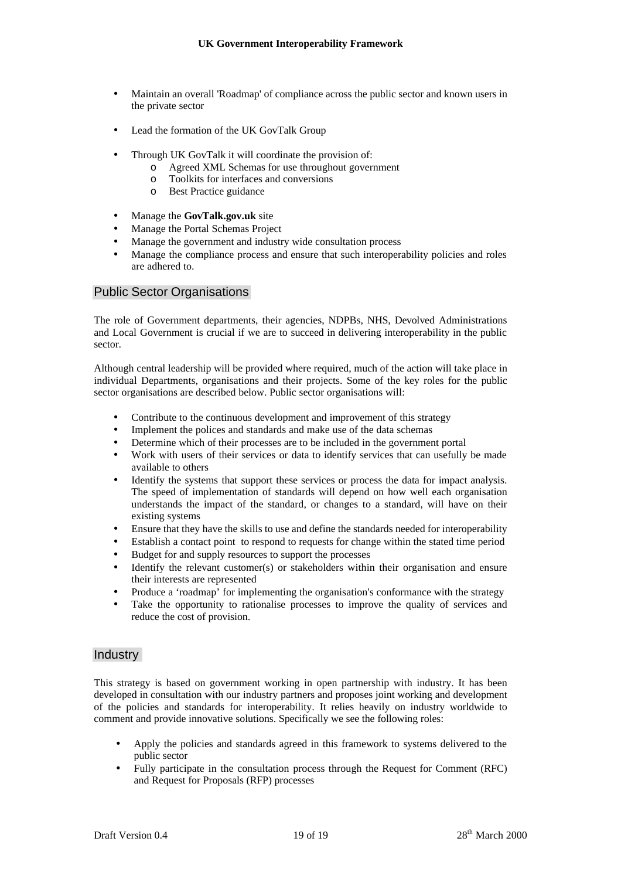- Maintain an overall 'Roadmap' of compliance across the public sector and known users in the private sector

- Lead the formation of the UK GovTalk Group

- Through UK GovTalk it will coordinate the provision of:
  - Agreed XML Schemas for use throughout government
  - Toolkits for interfaces and conversions
  - Best Practice guidance

- Manage the **GovTalk.gov.uk** site
- Manage the Portal Schemas Project
- Manage the government and industry wide consultation process
- Manage the compliance process and ensure that such interoperability policies and roles are adhered to.

## Public Sector Organisations

The role of Government departments, their agencies, NDPBs, NHS, Devolved Administrations and Local Government is crucial if we are to succeed in delivering interoperability in the public sector.

Although central leadership will be provided where required, much of the action will take place in individual Departments, organisations and their projects. Some of the key roles for the public sector organisations are described below. Public sector organisations will:

- Contribute to the continuous development and improvement of this strategy
- Implement the polices and standards and make use of the data schemas
- Determine which of their processes are to be included in the government portal
- Work with users of their services or data to identify services that can usefully be made available to others
- Identify the systems that support these services or process the data for impact analysis. The speed of implementation of standards will depend on how well each organisation understands the impact of the standard, or changes to a standard, will have on their existing systems
- Ensure that they have the skills to use and define the standards needed for interoperability
- Establish a contact point to respond to requests for change within the stated time period
- Budget for and supply resources to support the processes
- Identify the relevant customer(s) or stakeholders within their organisation and ensure their interests are represented
- Produce a 'roadmap' for implementing the organisation's conformance with the strategy
- Take the opportunity to rationalise processes to improve the quality of services and reduce the cost of provision.

## Industry

This strategy is based on government working in open partnership with industry. It has been developed in consultation with our industry partners and proposes joint working and development of the policies and standards for interoperability. It relies heavily on industry worldwide to comment and provide innovative solutions. Specifically we see the following roles:

- Apply the policies and standards agreed in this framework to systems delivered to the public sector
- Fully participate in the consultation process through the Request for Comment (RFC) and Request for Proposals (RFP) processes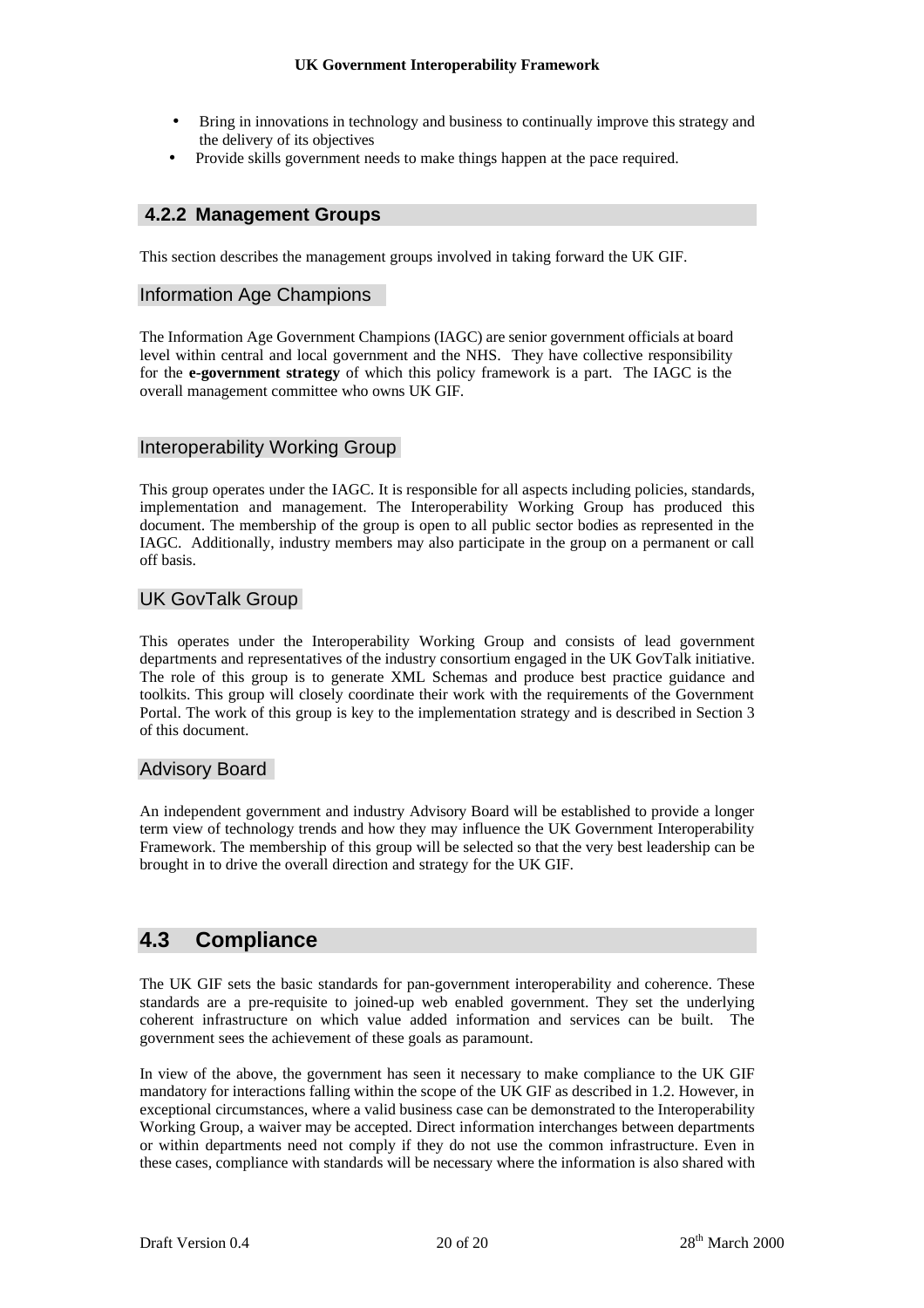- Bring in innovations in technology and business to continually improve this strategy and the delivery of its objectives
- Provide skills government needs to make things happen at the pace required.

### 4.2.2 Management Groups

This section describes the management groups involved in taking forward the UK GIF.

#### Information Age Champions

The Information Age Government Champions (IAGC) are senior government officials at board level within central and local government and the NHS. They have collective responsibility for the **e-government strategy** of which this policy framework is a part. The IAGC is the overall management committee who owns UK GIF.

#### Interoperability Working Group

This group operates under the IAGC. It is responsible for all aspects including policies, standards, implementation and management. The Interoperability Working Group has produced this document. The membership of the group is open to all public sector bodies as represented in the IAGC. Additionally, industry members may also participate in the group on a permanent or call off basis.

#### UK GovTalk Group

This operates under the Interoperability Working Group and consists of lead government departments and representatives of the industry consortium engaged in the UK GovTalk initiative. The role of this group is to generate XML Schemas and produce best practice guidance and toolkits. This group will closely coordinate their work with the requirements of the Government Portal. The work of this group is key to the implementation strategy and is described in Section 3 of this document.

#### Advisory Board

An independent government and industry Advisory Board will be established to provide a longer term view of technology trends and how they may influence the UK Government Interoperability Framework. The membership of this group will be selected so that the very best leadership can be brought in to drive the overall direction and strategy for the UK GIF.

## 4.3 Compliance

The UK GIF sets the basic standards for pan-government interoperability and coherence. These standards are a pre-requisite to joined-up web enabled government. They set the underlying coherent infrastructure on which value added information and services can be built. The government sees the achievement of these goals as paramount.

In view of the above, the government has seen it necessary to make compliance to the UK GIF mandatory for interactions falling within the scope of the UK GIF as described in 1.2. However, in exceptional circumstances, where a valid business case can be demonstrated to the Interoperability Working Group, a waiver may be accepted. Direct information interchanges between departments or within departments need not comply if they do not use the common infrastructure. Even in these cases, compliance with standards will be necessary where the information is also shared with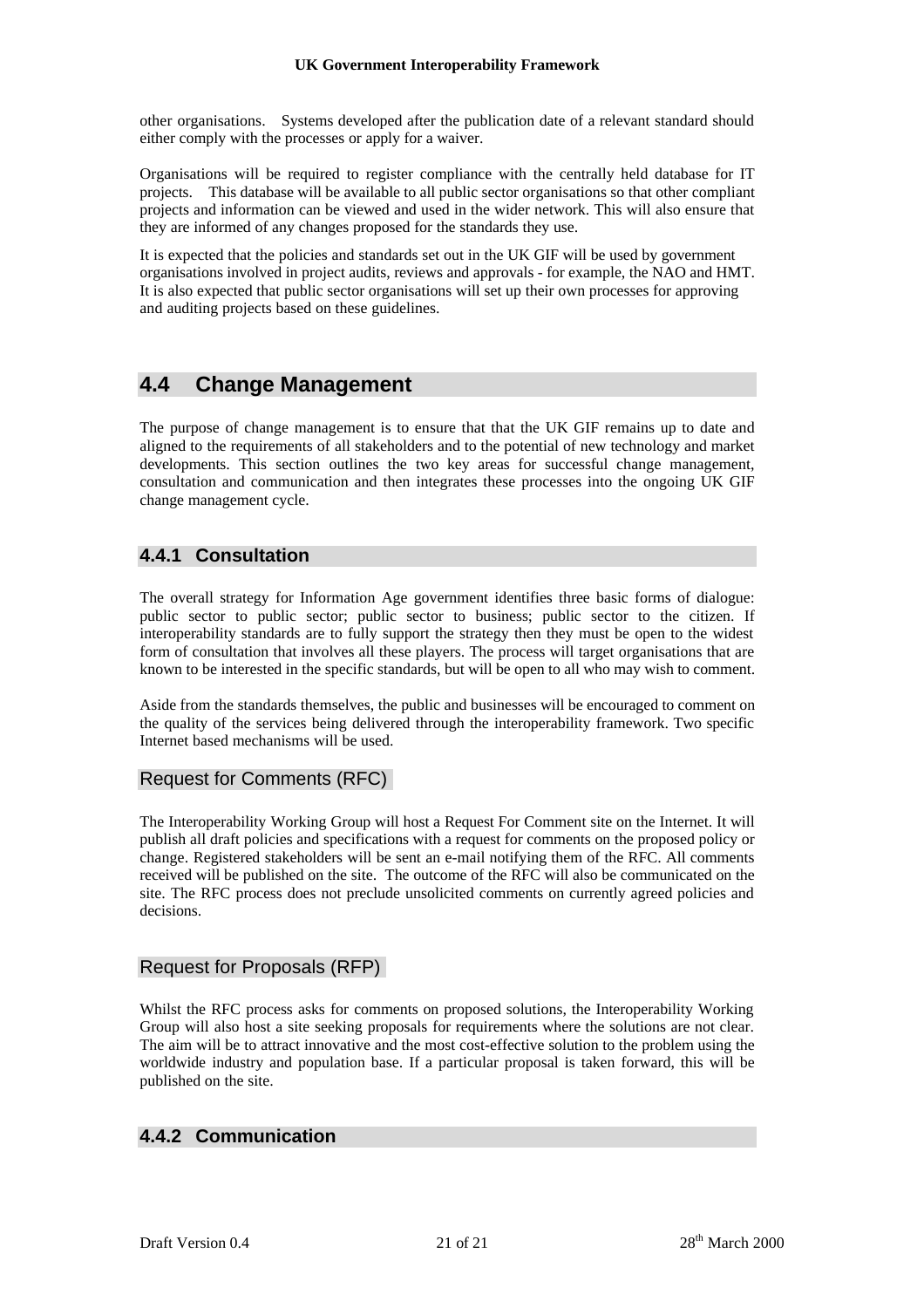other organisations. Systems developed after the publication date of a relevant standard should either comply with the processes or apply for a waiver.

Organisations will be required to register compliance with the centrally held database for IT projects. This database will be available to all public sector organisations so that other compliant projects and information can be viewed and used in the wider network. This will also ensure that they are informed of any changes proposed for the standards they use.

It is expected that the policies and standards set out in the UK GIF will be used by government organisations involved in project audits, reviews and approvals - for example, the NAO and HMT. It is also expected that public sector organisations will set up their own processes for approving and auditing projects based on these guidelines.

## 4.4 Change Management

The purpose of change management is to ensure that that the UK GIF remains up to date and aligned to the requirements of all stakeholders and to the potential of new technology and market developments. This section outlines the two key areas for successful change management, consultation and communication and then integrates these processes into the ongoing UK GIF change management cycle.

### 4.4.1 Consultation

The overall strategy for Information Age government identifies three basic forms of dialogue: public sector to public sector; public sector to business; public sector to the citizen. If interoperability standards are to fully support the strategy then they must be open to the widest form of consultation that involves all these players. The process will target organisations that are known to be interested in the specific standards, but will be open to all who may wish to comment.

Aside from the standards themselves, the public and businesses will be encouraged to comment on the quality of the services being delivered through the interoperability framework. Two specific Internet based mechanisms will be used.

#### Request for Comments (RFC)

The Interoperability Working Group will host a Request For Comment site on the Internet. It will publish all draft policies and specifications with a request for comments on the proposed policy or change. Registered stakeholders will be sent an e-mail notifying them of the RFC. All comments received will be published on the site. The outcome of the RFC will also be communicated on the site. The RFC process does not preclude unsolicited comments on currently agreed policies and decisions.

#### Request for Proposals (RFP)

Whilst the RFC process asks for comments on proposed solutions, the Interoperability Working Group will also host a site seeking proposals for requirements where the solutions are not clear. The aim will be to attract innovative and the most cost-effective solution to the problem using the worldwide industry and population base. If a particular proposal is taken forward, this will be published on the site.

### 4.4.2 Communication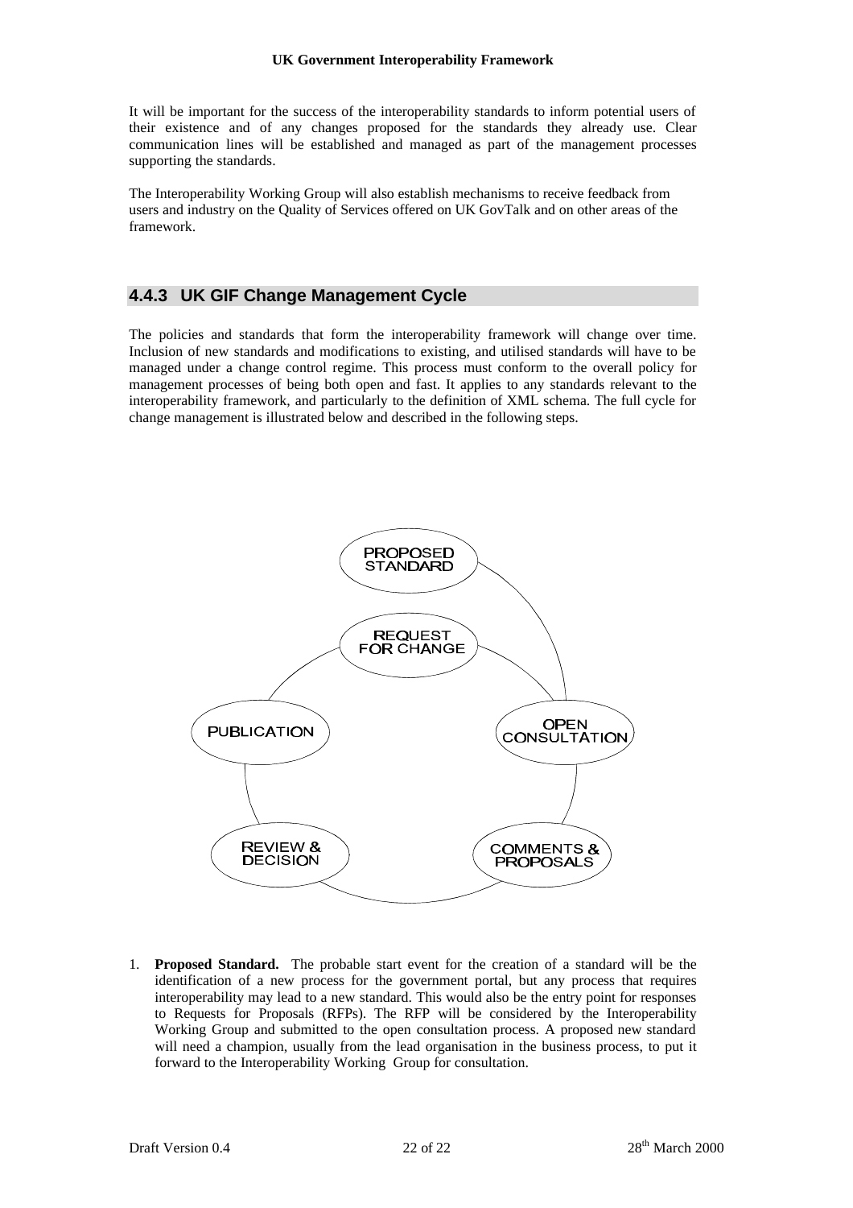It will be important for the success of the interoperability standards to inform potential users of their existence and of any changes proposed for the standards they already use. Clear communication lines will be established and managed as part of the management processes supporting the standards.

The Interoperability Working Group will also establish mechanisms to receive feedback from users and industry on the Quality of Services offered on UK GovTalk and on other areas of the framework.

### 4.4.3 UK GIF Change Management Cycle

The policies and standards that form the interoperability framework will change over time. Inclusion of new standards and modifications to existing, and utilised standards will have to be managed under a change control regime. This process must conform to the overall policy for management processes of being both open and fast. It applies to any standards relevant to the interoperability framework, and particularly to the definition of XML schema. The full cycle for change management is illustrated below and described in the following steps.

PROPOSED STANDARD

REQUEST FOR CHANGE

OPEN CONSULTATION

COMMENTS & PROPOSALS

REVIEW & DECISION

PUBLICATION

1. **Proposed Standard.** The probable start event for the creation of a standard will be the identification of a new process for the government portal, but any process that requires interoperability may lead to a new standard. This would also be the entry point for responses to Requests for Proposals (RFPs). The RFP will be considered by the Interoperability Working Group and submitted to the open consultation process. A proposed new standard will need a champion, usually from the lead organisation in the business process, to put it forward to the Interoperability Working Group for consultation.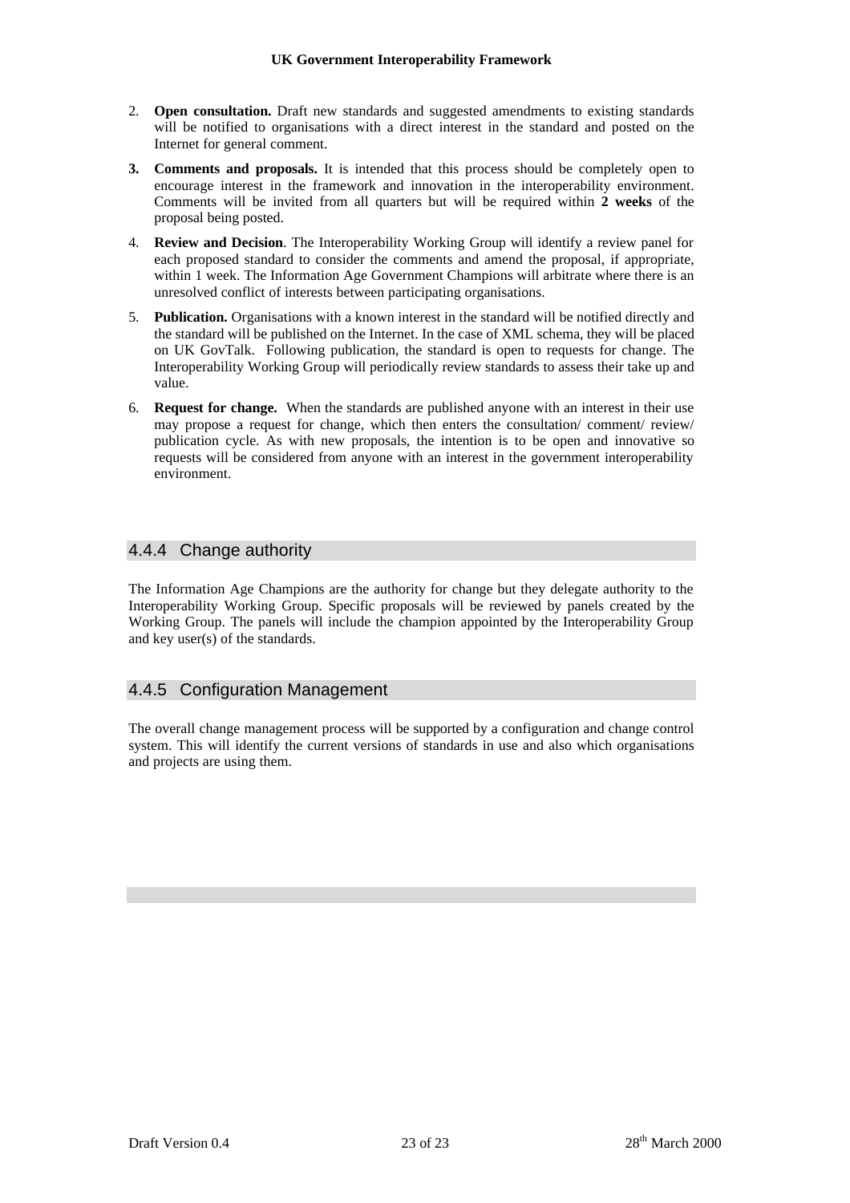2. **Open consultation.** Draft new standards and suggested amendments to existing standards will be notified to organisations with a direct interest in the standard and posted on the Internet for general comment.
3. **Comments and proposals.** It is intended that this process should be completely open to encourage interest in the framework and innovation in the interoperability environment. Comments will be invited from all quarters but will be required within **2 weeks** of the proposal being posted.
4. **Review and Decision**. The Interoperability Working Group will identify a review panel for each proposed standard to consider the comments and amend the proposal, if appropriate, within 1 week. The Information Age Government Champions will arbitrate where there is an unresolved conflict of interests between participating organisations.
5. **Publication.** Organisations with a known interest in the standard will be notified directly and the standard will be published on the Internet. In the case of XML schema, they will be placed on UK GovTalk. Following publication, the standard is open to requests for change. The Interoperability Working Group will periodically review standards to assess their take up and value.
6. **Request for change.** When the standards are published anyone with an interest in their use may propose a request for change, which then enters the consultation/ comment/ review/ publication cycle. As with new proposals, the intention is to be open and innovative so requests will be considered from anyone with an interest in the government interoperability environment.

### 4.4.4 Change authority

The Information Age Champions are the authority for change but they delegate authority to the Interoperability Working Group. Specific proposals will be reviewed by panels created by the Working Group. The panels will include the champion appointed by the Interoperability Group and key user(s) of the standards.

### 4.4.5 Configuration Management

The overall change management process will be supported by a configuration and change control system. This will identify the current versions of standards in use and also which organisations and projects are using them.